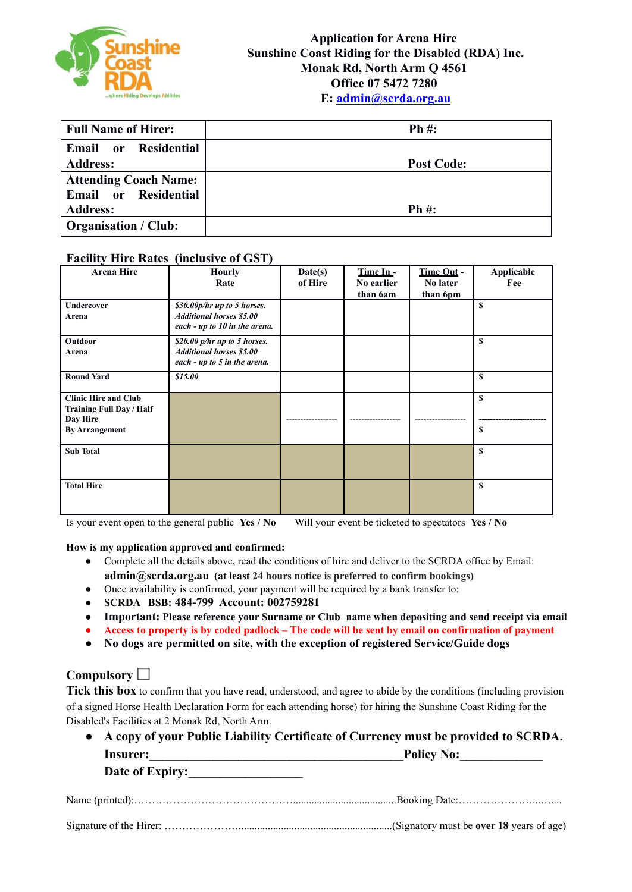# Application for Arena Hire

**Sunshine Coast Riding for the Disabled (RDA) Inc.**
**Monak Rd, North Arm Q 4561**
**Office 07 5472 7280**
**E: admin@scrda.org.au**

| **Full Name of Hirer:** | **Ph #:** |
|---|---|
| **Email or Residential Address:** | **Post Code:** |
| **Attending Coach Name: Email or Residential Address:** | **Ph #:** |
| **Organisation / Club:** | |

**Facility Hire Rates (inclusive of GST)**

| Arena Hire | Hourly Rate | Date(s) of Hire | Time In - No earlier than 6am | Time Out - No later than 6pm | Applicable Fee |
|---|---|---|---|---|---|
| Undercover Arena | *$30.00p/hr up to 5 horses. Additional horses $5.00 each - up to 10 in the arena.* | | | | $ |
| Outdoor Arena | *$20.00 p/hr up to 5 horses. Additional horses $5.00 each - up to 5 in the arena.* | | | | $ |
| Round Yard | *$15.00* | | | | $ |
| Clinic Hire and Club Training Full Day / Half Day Hire By Arrangement | | ------------------ | ------------------ | ------------------ | $ ------------------------ $ |
| Sub Total | | | | | $ |
| Total Hire | | | | | $ |

Is your event open to the general public **Yes / No**     Will your event be ticketed to spectators **Yes / No**

**How is my application approved and confirmed:**

- Complete all the details above, read the conditions of hire and deliver to the SCRDA office by Email: **admin@scrda.org.au (at least 24 hours notice is preferred to confirm bookings)**
- Once availability is confirmed, your payment will be required by a bank transfer to:
- **SCRDA BSB: 484-799 Account: 002759281**
- **Important: Please reference your Surname or Club name when depositing and send receipt via email**
- **Access to property is by coded padlock – The code will be sent by email on confirmation of payment**
- **No dogs are permitted on site, with the exception of registered Service/Guide dogs**

**Compulsory** ☐

**Tick this box** to confirm that you have read, understood, and agree to abide by the conditions (including provision of a signed Horse Health Declaration Form for each attending horse) for hiring the Sunshine Coast Riding for the Disabled's Facilities at 2 Monak Rd, North Arm.

- **A copy of your Public Liability Certificate of Currency must be provided to SCRDA.**
  **Insurer:\_\_\_\_\_\_\_\_\_\_\_\_\_\_\_\_\_\_\_\_\_\_\_\_\_\_\_\_\_\_\_\_\_\_\_\_\_\_\_\_\_\_Policy No:\_\_\_\_\_\_\_\_\_\_\_\_\_**
  **Date of Expiry:\_\_\_\_\_\_\_\_\_\_\_\_\_\_\_\_\_\_**

Name (printed):…………………………………………........................................Booking Date:…………………...…...

Signature of the Hirer: …………………..........................................................(Signatory must be **over 18** years of age)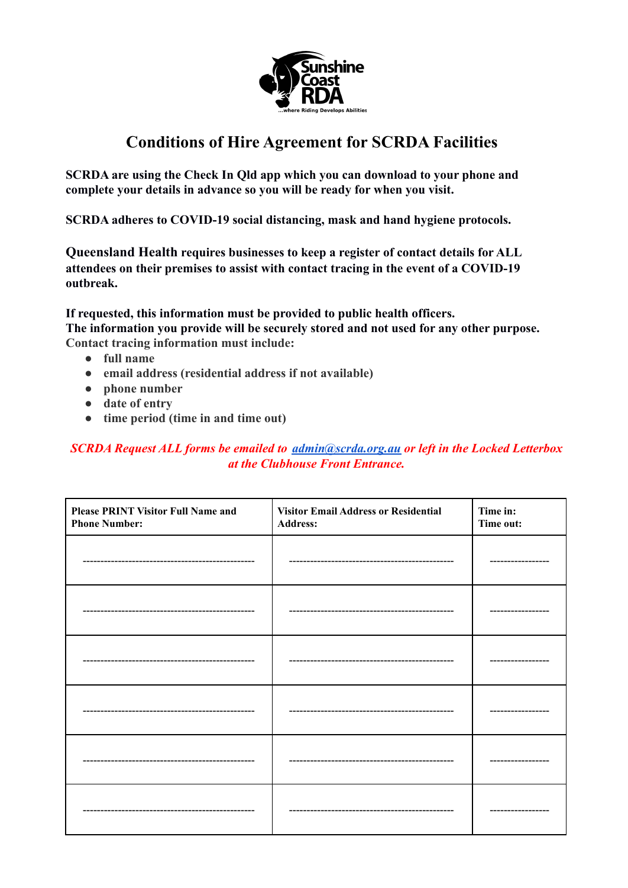# Conditions of Hire Agreement for SCRDA Facilities

**SCRDA are using the Check In Qld app which you can download to your phone and complete your details in advance so you will be ready for when you visit.**

**SCRDA adheres to COVID-19 social distancing, mask and hand hygiene protocols.**

**Queensland Health requires businesses to keep a register of contact details for ALL attendees on their premises to assist with contact tracing in the event of a COVID-19 outbreak.**

**If requested, this information must be provided to public health officers.**
**The information you provide will be securely stored and not used for any other purpose.**
**Contact tracing information must include:**

- **full name**
- **email address (residential address if not available)**
- **phone number**
- **date of entry**
- **time period (time in and time out)**

***SCRDA Request ALL forms be emailed to admin@scrda.org.au or left in the Locked Letterbox at the Clubhouse Front Entrance.***

| Please PRINT Visitor Full Name and Phone Number: | Visitor Email Address or Residential Address: | Time in: Time out: |
|---|---|---|
| ------------------------------------------------- | ----------------------------------------------- | ----------------- |
| ------------------------------------------------- | ----------------------------------------------- | ----------------- |
| ------------------------------------------------- | ----------------------------------------------- | ----------------- |
| ------------------------------------------------- | ----------------------------------------------- | ----------------- |
| ------------------------------------------------- | ----------------------------------------------- | ----------------- |
| ------------------------------------------------- | ----------------------------------------------- | ----------------- |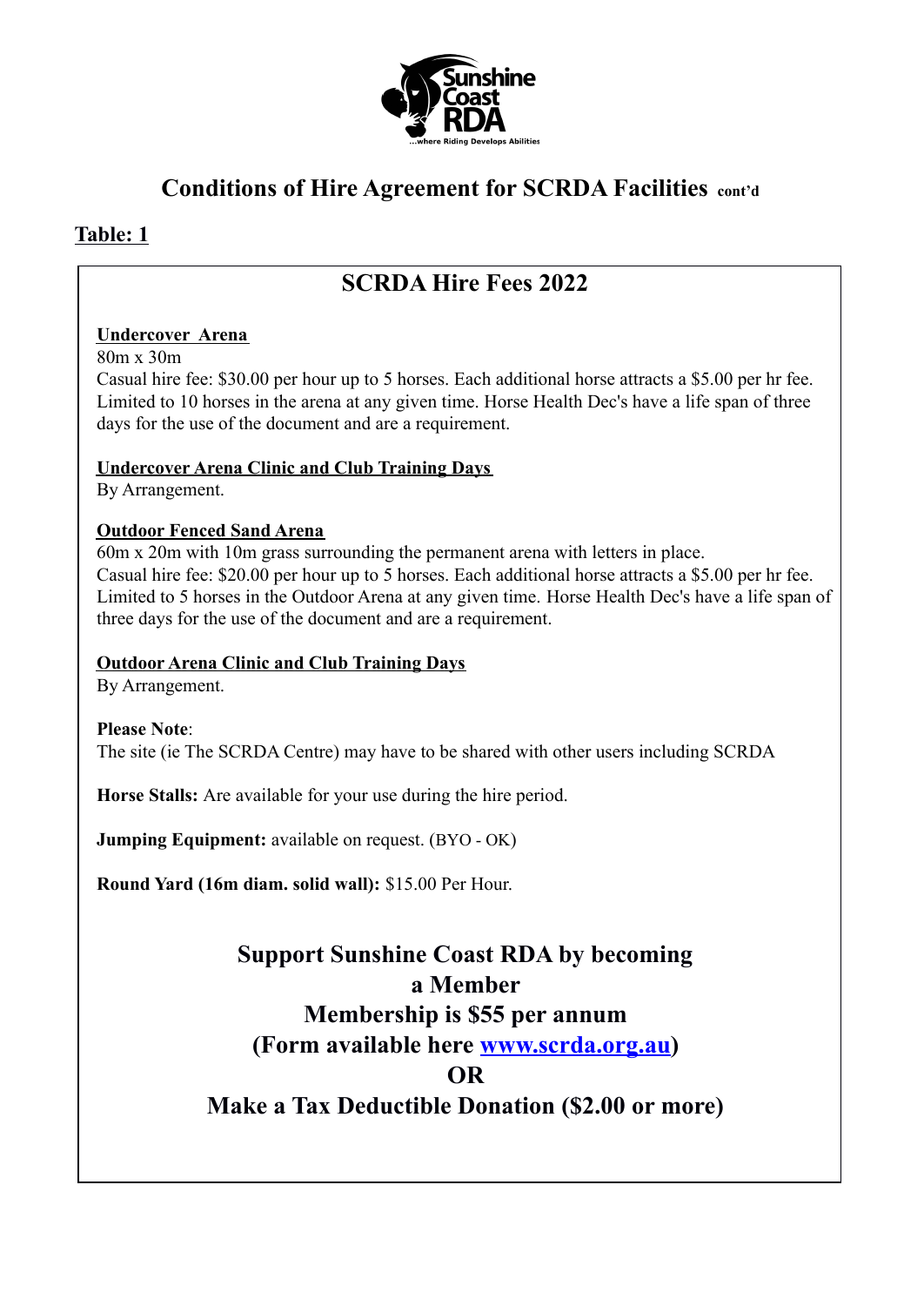# Conditions of Hire Agreement for SCRDA Facilities cont'd

## Table: 1

## SCRDA Hire Fees 2022

**Undercover Arena**

80m x 30m

Casual hire fee: $30.00 per hour up to 5 horses. Each additional horse attracts a $5.00 per hr fee. Limited to 10 horses in the arena at any given time. Horse Health Dec's have a life span of three days for the use of the document and are a requirement.

**Undercover Arena Clinic and Club Training Days**

By Arrangement.

**Outdoor Fenced Sand Arena**

60m x 20m with 10m grass surrounding the permanent arena with letters in place.

Casual hire fee: $20.00 per hour up to 5 horses. Each additional horse attracts a $5.00 per hr fee. Limited to 5 horses in the Outdoor Arena at any given time. Horse Health Dec's have a life span of three days for the use of the document and are a requirement.

**Outdoor Arena Clinic and Club Training Days**

By Arrangement.

**Please Note**:

The site (ie The SCRDA Centre) may have to be shared with other users including SCRDA

**Horse Stalls:** Are available for your use during the hire period.

**Jumping Equipment:** available on request. (BYO - OK)

**Round Yard (16m diam. solid wall):** $15.00 Per Hour.

**Support Sunshine Coast RDA by becoming a Member**

**Membership is $55 per annum**

**(Form available here [www.scrda.org.au](http://www.scrda.org.au))**

**OR**

**Make a Tax Deductible Donation ($2.00 or more)**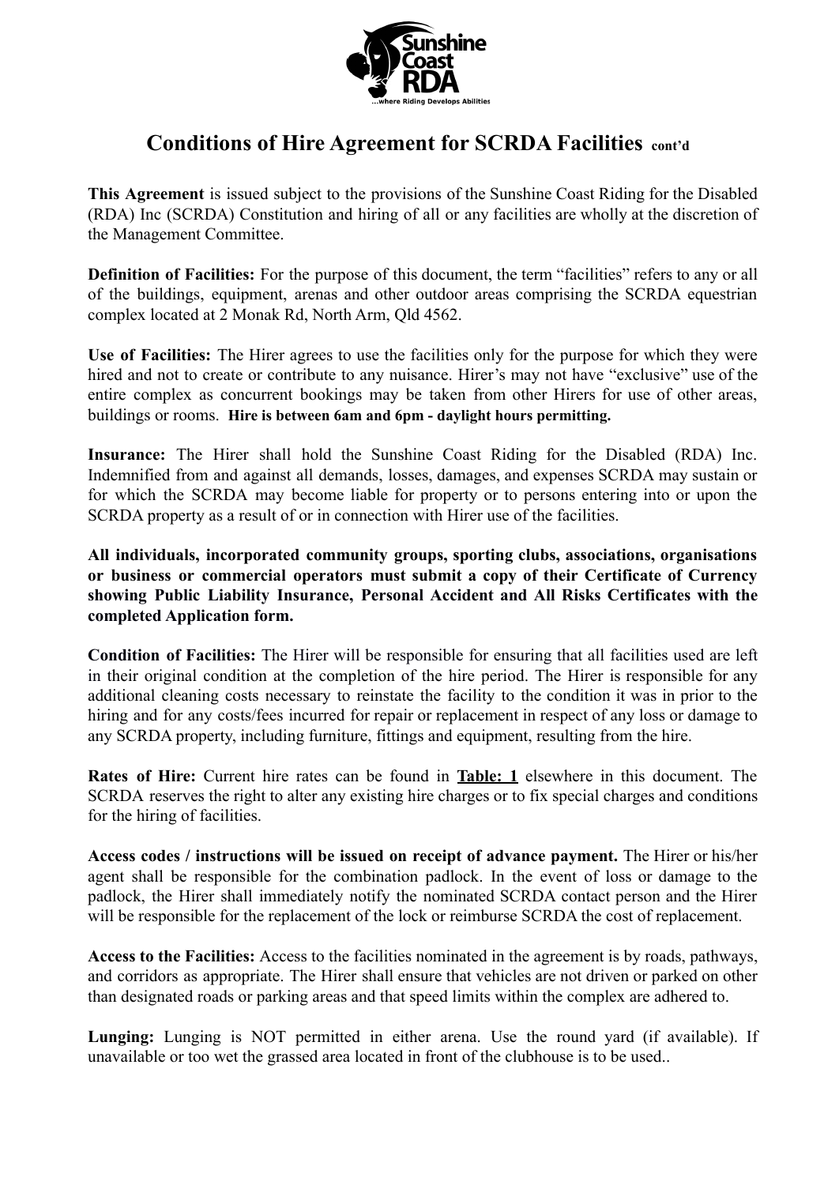# Conditions of Hire Agreement for SCRDA Facilities cont'd

**This Agreement** is issued subject to the provisions of the Sunshine Coast Riding for the Disabled (RDA) Inc (SCRDA) Constitution and hiring of all or any facilities are wholly at the discretion of the Management Committee.

**Definition of Facilities:** For the purpose of this document, the term "facilities" refers to any or all of the buildings, equipment, arenas and other outdoor areas comprising the SCRDA equestrian complex located at 2 Monak Rd, North Arm, Qld 4562.

**Use of Facilities:** The Hirer agrees to use the facilities only for the purpose for which they were hired and not to create or contribute to any nuisance. Hirer's may not have "exclusive" use of the entire complex as concurrent bookings may be taken from other Hirers for use of other areas, buildings or rooms. **Hire is between 6am and 6pm - daylight hours permitting.**

**Insurance:** The Hirer shall hold the Sunshine Coast Riding for the Disabled (RDA) Inc. Indemnified from and against all demands, losses, damages, and expenses SCRDA may sustain or for which the SCRDA may become liable for property or to persons entering into or upon the SCRDA property as a result of or in connection with Hirer use of the facilities.

**All individuals, incorporated community groups, sporting clubs, associations, organisations or business or commercial operators must submit a copy of their Certificate of Currency showing Public Liability Insurance, Personal Accident and All Risks Certificates with the completed Application form.**

**Condition of Facilities:** The Hirer will be responsible for ensuring that all facilities used are left in their original condition at the completion of the hire period. The Hirer is responsible for any additional cleaning costs necessary to reinstate the facility to the condition it was in prior to the hiring and for any costs/fees incurred for repair or replacement in respect of any loss or damage to any SCRDA property, including furniture, fittings and equipment, resulting from the hire.

**Rates of Hire:** Current hire rates can be found in **Table: 1** elsewhere in this document. The SCRDA reserves the right to alter any existing hire charges or to fix special charges and conditions for the hiring of facilities.

**Access codes / instructions will be issued on receipt of advance payment.** The Hirer or his/her agent shall be responsible for the combination padlock. In the event of loss or damage to the padlock, the Hirer shall immediately notify the nominated SCRDA contact person and the Hirer will be responsible for the replacement of the lock or reimburse SCRDA the cost of replacement.

**Access to the Facilities:** Access to the facilities nominated in the agreement is by roads, pathways, and corridors as appropriate. The Hirer shall ensure that vehicles are not driven or parked on other than designated roads or parking areas and that speed limits within the complex are adhered to.

**Lunging:** Lunging is NOT permitted in either arena. Use the round yard (if available). If unavailable or too wet the grassed area located in front of the clubhouse is to be used..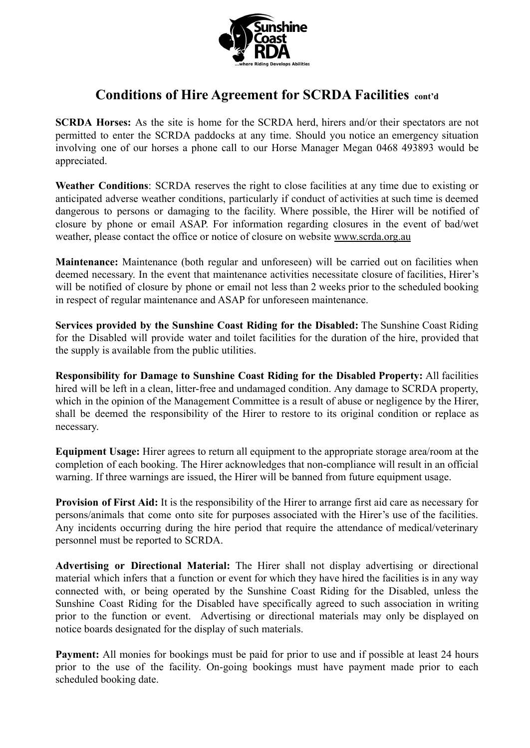# Conditions of Hire Agreement for SCRDA Facilities cont'd

**SCRDA Horses:** As the site is home for the SCRDA herd, hirers and/or their spectators are not permitted to enter the SCRDA paddocks at any time. Should you notice an emergency situation involving one of our horses a phone call to our Horse Manager Megan 0468 493893 would be appreciated.

**Weather Conditions**: SCRDA reserves the right to close facilities at any time due to existing or anticipated adverse weather conditions, particularly if conduct of activities at such time is deemed dangerous to persons or damaging to the facility. Where possible, the Hirer will be notified of closure by phone or email ASAP. For information regarding closures in the event of bad/wet weather, please contact the office or notice of closure on website www.scrda.org.au

**Maintenance:** Maintenance (both regular and unforeseen) will be carried out on facilities when deemed necessary. In the event that maintenance activities necessitate closure of facilities, Hirer's will be notified of closure by phone or email not less than 2 weeks prior to the scheduled booking in respect of regular maintenance and ASAP for unforeseen maintenance.

**Services provided by the Sunshine Coast Riding for the Disabled:** The Sunshine Coast Riding for the Disabled will provide water and toilet facilities for the duration of the hire, provided that the supply is available from the public utilities.

**Responsibility for Damage to Sunshine Coast Riding for the Disabled Property:** All facilities hired will be left in a clean, litter-free and undamaged condition. Any damage to SCRDA property, which in the opinion of the Management Committee is a result of abuse or negligence by the Hirer, shall be deemed the responsibility of the Hirer to restore to its original condition or replace as necessary.

**Equipment Usage:** Hirer agrees to return all equipment to the appropriate storage area/room at the completion of each booking. The Hirer acknowledges that non-compliance will result in an official warning. If three warnings are issued, the Hirer will be banned from future equipment usage.

**Provision of First Aid:** It is the responsibility of the Hirer to arrange first aid care as necessary for persons/animals that come onto site for purposes associated with the Hirer's use of the facilities. Any incidents occurring during the hire period that require the attendance of medical/veterinary personnel must be reported to SCRDA.

**Advertising or Directional Material:** The Hirer shall not display advertising or directional material which infers that a function or event for which they have hired the facilities is in any way connected with, or being operated by the Sunshine Coast Riding for the Disabled, unless the Sunshine Coast Riding for the Disabled have specifically agreed to such association in writing prior to the function or event. Advertising or directional materials may only be displayed on notice boards designated for the display of such materials.

**Payment:** All monies for bookings must be paid for prior to use and if possible at least 24 hours prior to the use of the facility. On-going bookings must have payment made prior to each scheduled booking date.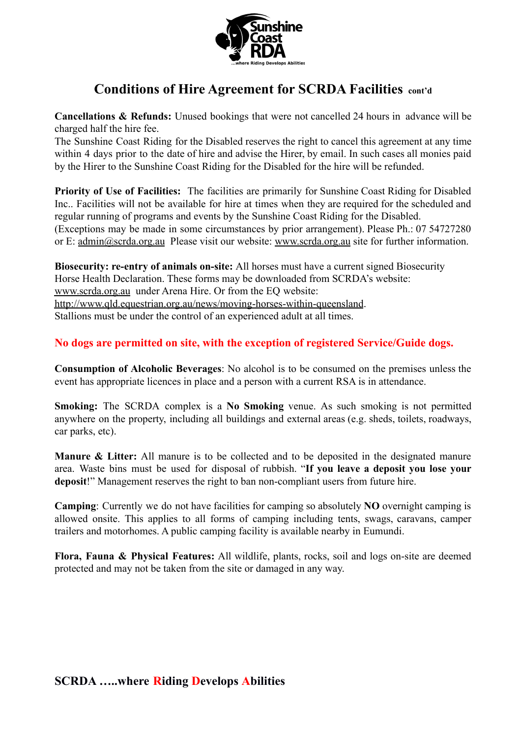# Conditions of Hire Agreement for SCRDA Facilities cont'd

**Cancellations & Refunds:** Unused bookings that were not cancelled 24 hours in advance will be charged half the hire fee.
The Sunshine Coast Riding for the Disabled reserves the right to cancel this agreement at any time within 4 days prior to the date of hire and advise the Hirer, by email. In such cases all monies paid by the Hirer to the Sunshine Coast Riding for the Disabled for the hire will be refunded.

**Priority of Use of Facilities:** The facilities are primarily for Sunshine Coast Riding for Disabled Inc.. Facilities will not be available for hire at times when they are required for the scheduled and regular running of programs and events by the Sunshine Coast Riding for the Disabled.
(Exceptions may be made in some circumstances by prior arrangement). Please Ph.: 07 54727280 or E: admin@scrda.org.au Please visit our website: www.scrda.org.au site for further information.

**Biosecurity: re-entry of animals on-site:** All horses must have a current signed Biosecurity Horse Health Declaration. These forms may be downloaded from SCRDA's website: www.scrda.org.au under Arena Hire. Or from the EQ website: http://www.qld.equestrian.org.au/news/moving-horses-within-queensland.
Stallions must be under the control of an experienced adult at all times.

**No dogs are permitted on site, with the exception of registered Service/Guide dogs.**

**Consumption of Alcoholic Beverages**: No alcohol is to be consumed on the premises unless the event has appropriate licences in place and a person with a current RSA is in attendance.

**Smoking:** The SCRDA complex is a **No Smoking** venue. As such smoking is not permitted anywhere on the property, including all buildings and external areas (e.g. sheds, toilets, roadways, car parks, etc).

**Manure & Litter:** All manure is to be collected and to be deposited in the designated manure area. Waste bins must be used for disposal of rubbish. "**If you leave a deposit you lose your deposit**!" Management reserves the right to ban non-compliant users from future hire.

**Camping**: Currently we do not have facilities for camping so absolutely **NO** overnight camping is allowed onsite. This applies to all forms of camping including tents, swags, caravans, camper trailers and motorhomes. A public camping facility is available nearby in Eumundi.

**Flora, Fauna & Physical Features:** All wildlife, plants, rocks, soil and logs on-site are deemed protected and may not be taken from the site or damaged in any way.